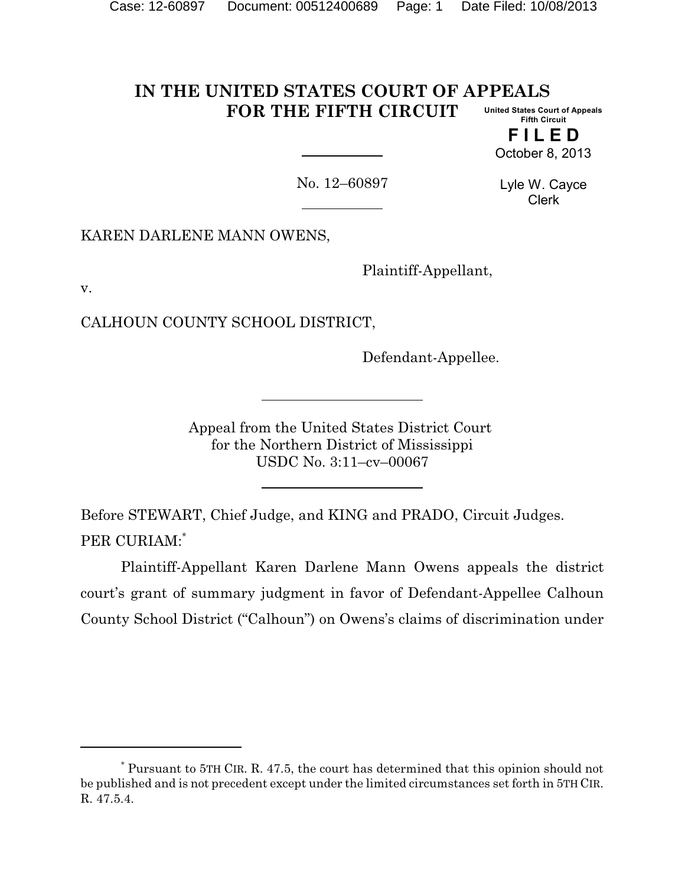# IN THE UNITED STATES COURT OF APPEALS FOR THE FIFTH CIRCUIT

United States Court of Appeals
Fifth Circuit

**FILED**

October 8, 2013

Lyle W. Cayce
Clerk

No. 12–60897

KARAN DARLENE MANN OWENS,

Plaintiff-Appellant,

v.

CALHOUN COUNTY SCHOOL DISTRICT,

Defendant-Appellee.

Appeal from the United States District Court
for the Northern District of Mississippi
USDC No. 3:11–cv–00067

Before STEWART, Chief Judge, and KING and PRADO, Circuit Judges.

PER CURIAM:[*]

Plaintiff-Appellant Karen Darlene Mann Owens appeals the district court's grant of summary judgment in favor of Defendant-Appellee Calhoun County School District ("Calhoun") on Owens's claims of discrimination under

[*] Pursuant to 5TH CIR. R. 47.5, the court has determined that this opinion should not be published and is not precedent except under the limited circumstances set forth in 5TH CIR. R. 47.5.4.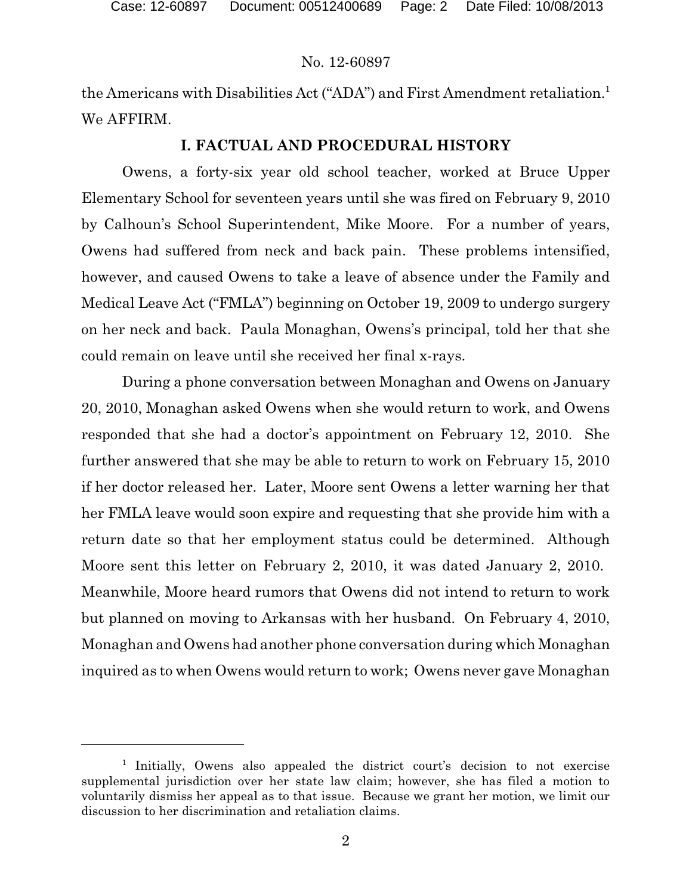the Americans with Disabilities Act ("ADA") and First Amendment retaliation.[1] We AFFIRM.

## I. FACTUAL AND PROCEDURAL HISTORY

Owens, a forty-six year old school teacher, worked at Bruce Upper Elementary School for seventeen years until she was fired on February 9, 2010 by Calhoun's School Superintendent, Mike Moore. For a number of years, Owens had suffered from neck and back pain. These problems intensified, however, and caused Owens to take a leave of absence under the Family and Medical Leave Act ("FMLA") beginning on October 19, 2009 to undergo surgery on her neck and back. Paula Monaghan, Owens's principal, told her that she could remain on leave until she received her final x-rays.

During a phone conversation between Monaghan and Owens on January 20, 2010, Monaghan asked Owens when she would return to work, and Owens responded that she had a doctor's appointment on February 12, 2010. She further answered that she may be able to return to work on February 15, 2010 if her doctor released her. Later, Moore sent Owens a letter warning her that her FMLA leave would soon expire and requesting that she provide him with a return date so that her employment status could be determined. Although Moore sent this letter on February 2, 2010, it was dated January 2, 2010. Meanwhile, Moore heard rumors that Owens did not intend to return to work but planned on moving to Arkansas with her husband. On February 4, 2010, Monaghan and Owens had another phone conversation during which Monaghan inquired as to when Owens would return to work; Owens never gave Monaghan

[1] Initially, Owens also appealed the district court's decision to not exercise supplemental jurisdiction over her state law claim; however, she has filed a motion to voluntarily dismiss her appeal as to that issue. Because we grant her motion, we limit our discussion to her discrimination and retaliation claims.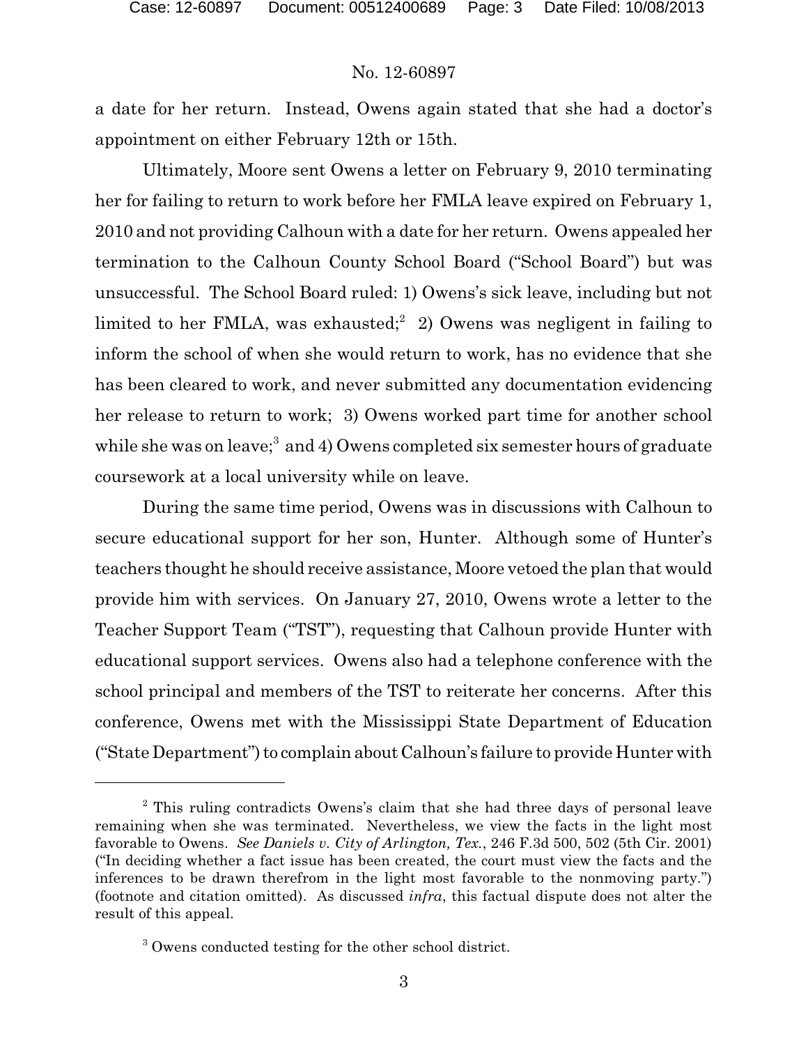a date for her return. Instead, Owens again stated that she had a doctor's appointment on either February 12th or 15th.

Ultimately, Moore sent Owens a letter on February 9, 2010 terminating her for failing to return to work before her FMLA leave expired on February 1, 2010 and not providing Calhoun with a date for her return. Owens appealed her termination to the Calhoun County School Board ("School Board") but was unsuccessful. The School Board ruled: 1) Owens's sick leave, including but not limited to her FMLA, was exhausted;[2] 2) Owens was negligent in failing to inform the school of when she would return to work, has no evidence that she has been cleared to work, and never submitted any documentation evidencing her release to return to work; 3) Owens worked part time for another school while she was on leave;[3] and 4) Owens completed six semester hours of graduate coursework at a local university while on leave.

During the same time period, Owens was in discussions with Calhoun to secure educational support for her son, Hunter. Although some of Hunter's teachers thought he should receive assistance, Moore vetoed the plan that would provide him with services. On January 27, 2010, Owens wrote a letter to the Teacher Support Team ("TST"), requesting that Calhoun provide Hunter with educational support services. Owens also had a telephone conference with the school principal and members of the TST to reiterate her concerns. After this conference, Owens met with the Mississippi State Department of Education ("State Department") to complain about Calhoun's failure to provide Hunter with

---

[2] This ruling contradicts Owens's claim that she had three days of personal leave remaining when she was terminated. Nevertheless, we view the facts in the light most favorable to Owens. *See Daniels v. City of Arlington, Tex.*, 246 F.3d 500, 502 (5th Cir. 2001) ("In deciding whether a fact issue has been created, the court must view the facts and the inferences to be drawn therefrom in the light most favorable to the nonmoving party.") (footnote and citation omitted). As discussed *infra*, this factual dispute does not alter the result of this appeal.

[3] Owens conducted testing for the other school district.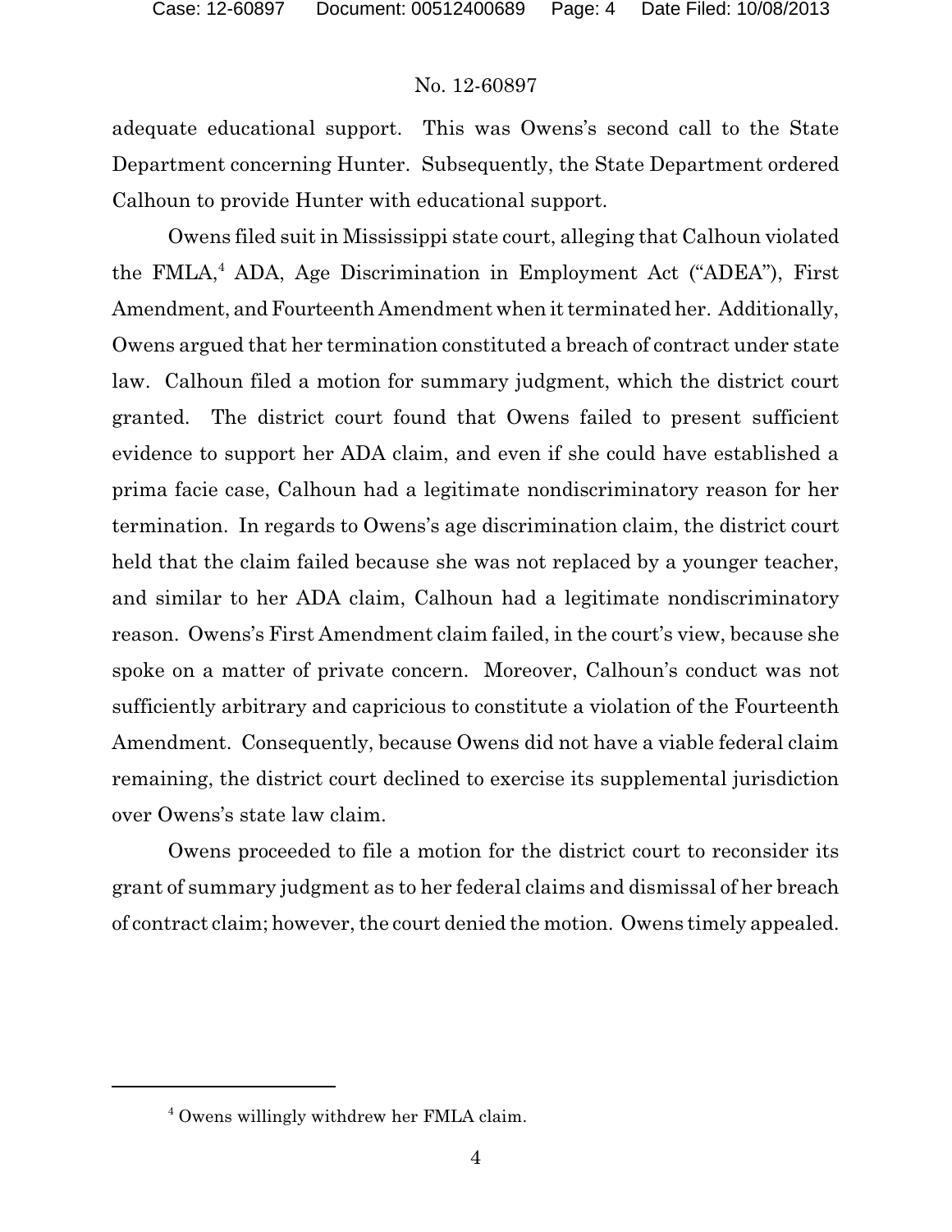adequate educational support. This was Owens's second call to the State Department concerning Hunter. Subsequently, the State Department ordered Calhoun to provide Hunter with educational support.

Owens filed suit in Mississippi state court, alleging that Calhoun violated the FMLA,[4] ADA, Age Discrimination in Employment Act ("ADEA"), First Amendment, and Fourteenth Amendment when it terminated her. Additionally, Owens argued that her termination constituted a breach of contract under state law. Calhoun filed a motion for summary judgment, which the district court granted. The district court found that Owens failed to present sufficient evidence to support her ADA claim, and even if she could have established a prima facie case, Calhoun had a legitimate nondiscriminatory reason for her termination. In regards to Owens's age discrimination claim, the district court held that the claim failed because she was not replaced by a younger teacher, and similar to her ADA claim, Calhoun had a legitimate nondiscriminatory reason. Owens's First Amendment claim failed, in the court's view, because she spoke on a matter of private concern. Moreover, Calhoun's conduct was not sufficiently arbitrary and capricious to constitute a violation of the Fourteenth Amendment. Consequently, because Owens did not have a viable federal claim remaining, the district court declined to exercise its supplemental jurisdiction over Owens's state law claim.

Owens proceeded to file a motion for the district court to reconsider its grant of summary judgment as to her federal claims and dismissal of her breach of contract claim; however, the court denied the motion. Owens timely appealed.

[4] Owens willingly withdrew her FMLA claim.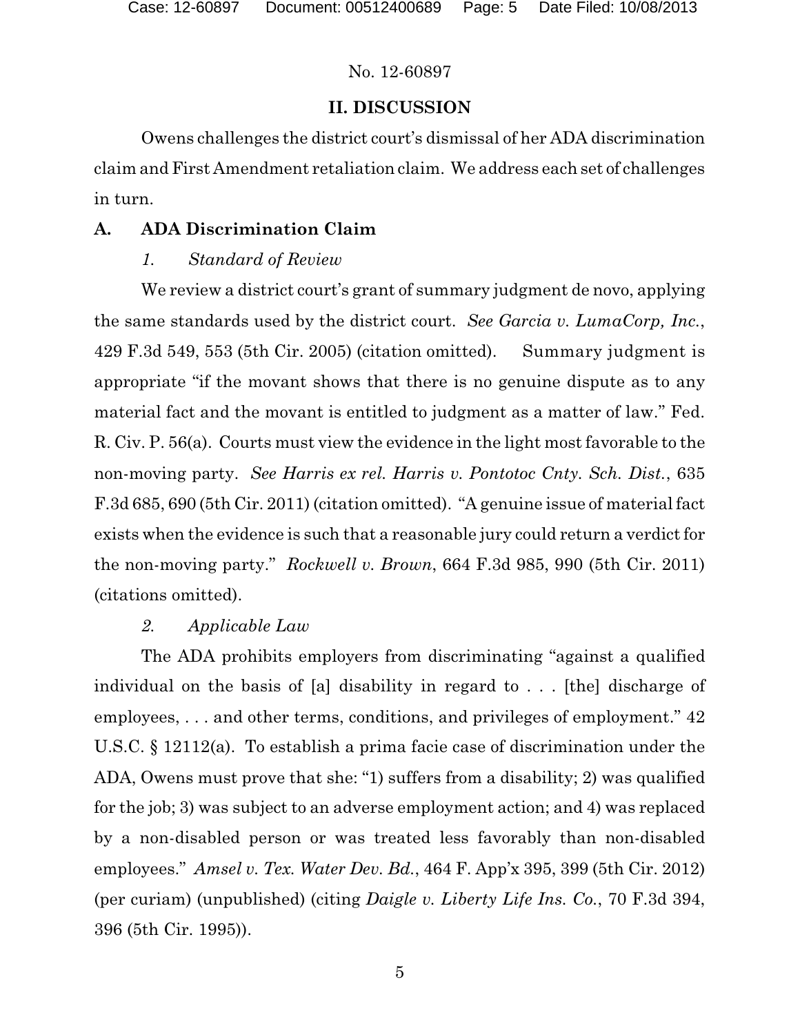## II. DISCUSSION

Owens challenges the district court's dismissal of her ADA discrimination claim and First Amendment retaliation claim. We address each set of challenges in turn.

### A. ADA Discrimination Claim

#### *1. Standard of Review*

We review a district court's grant of summary judgment de novo, applying the same standards used by the district court. *See Garcia v. LumaCorp, Inc.*, 429 F.3d 549, 553 (5th Cir. 2005) (citation omitted). Summary judgment is appropriate "if the movant shows that there is no genuine dispute as to any material fact and the movant is entitled to judgment as a matter of law." Fed. R. Civ. P. 56(a). Courts must view the evidence in the light most favorable to the non-moving party. *See Harris ex rel. Harris v. Pontotoc Cnty. Sch. Dist.*, 635 F.3d 685, 690 (5th Cir. 2011) (citation omitted). "A genuine issue of material fact exists when the evidence is such that a reasonable jury could return a verdict for the non-moving party." *Rockwell v. Brown*, 664 F.3d 985, 990 (5th Cir. 2011) (citations omitted).

#### *2. Applicable Law*

The ADA prohibits employers from discriminating "against a qualified individual on the basis of [a] disability in regard to . . . [the] discharge of employees, . . . and other terms, conditions, and privileges of employment." 42 U.S.C. § 12112(a). To establish a prima facie case of discrimination under the ADA, Owens must prove that she: "1) suffers from a disability; 2) was qualified for the job; 3) was subject to an adverse employment action; and 4) was replaced by a non-disabled person or was treated less favorably than non-disabled employees." *Amsel v. Tex. Water Dev. Bd.*, 464 F. App'x 395, 399 (5th Cir. 2012) (per curiam) (unpublished) (citing *Daigle v. Liberty Life Ins. Co.*, 70 F.3d 394, 396 (5th Cir. 1995)).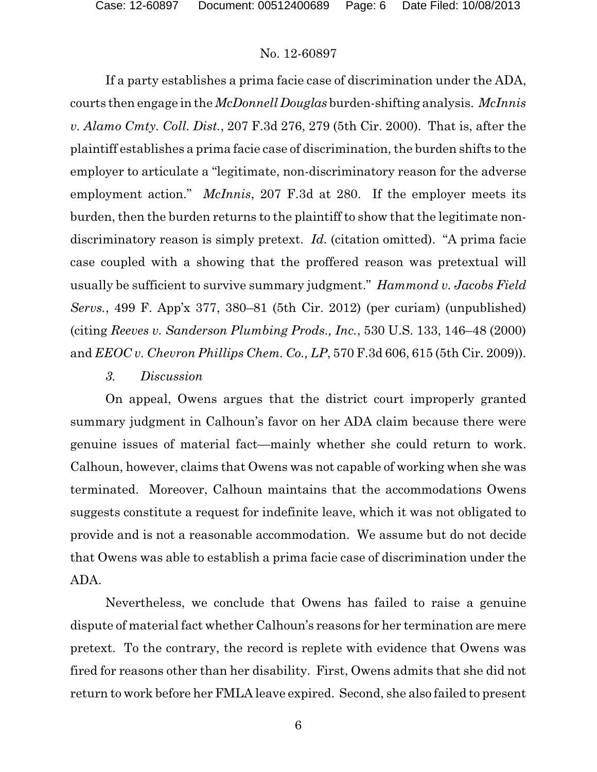If a party establishes a prima facie case of discrimination under the ADA, courts then engage in the *McDonnell Douglas* burden-shifting analysis. *McInnis v. Alamo Cmty. Coll. Dist.*, 207 F.3d 276, 279 (5th Cir. 2000). That is, after the plaintiff establishes a prima facie case of discrimination, the burden shifts to the employer to articulate a "legitimate, non-discriminatory reason for the adverse employment action." *McInnis*, 207 F.3d at 280. If the employer meets its burden, then the burden returns to the plaintiff to show that the legitimate non-discriminatory reason is simply pretext. *Id.* (citation omitted). "A prima facie case coupled with a showing that the proffered reason was pretextual will usually be sufficient to survive summary judgment." *Hammond v. Jacobs Field Servs.*, 499 F. App'x 377, 380–81 (5th Cir. 2012) (per curiam) (unpublished) (citing *Reeves v. Sanderson Plumbing Prods., Inc.*, 530 U.S. 133, 146–48 (2000) and *EEOC v. Chevron Phillips Chem. Co., LP*, 570 F.3d 606, 615 (5th Cir. 2009)).

*3. Discussion*

On appeal, Owens argues that the district court improperly granted summary judgment in Calhoun's favor on her ADA claim because there were genuine issues of material fact—mainly whether she could return to work. Calhoun, however, claims that Owens was not capable of working when she was terminated. Moreover, Calhoun maintains that the accommodations Owens suggests constitute a request for indefinite leave, which it was not obligated to provide and is not a reasonable accommodation. We assume but do not decide that Owens was able to establish a prima facie case of discrimination under the ADA.

Nevertheless, we conclude that Owens has failed to raise a genuine dispute of material fact whether Calhoun's reasons for her termination are mere pretext. To the contrary, the record is replete with evidence that Owens was fired for reasons other than her disability. First, Owens admits that she did not return to work before her FMLA leave expired. Second, she also failed to present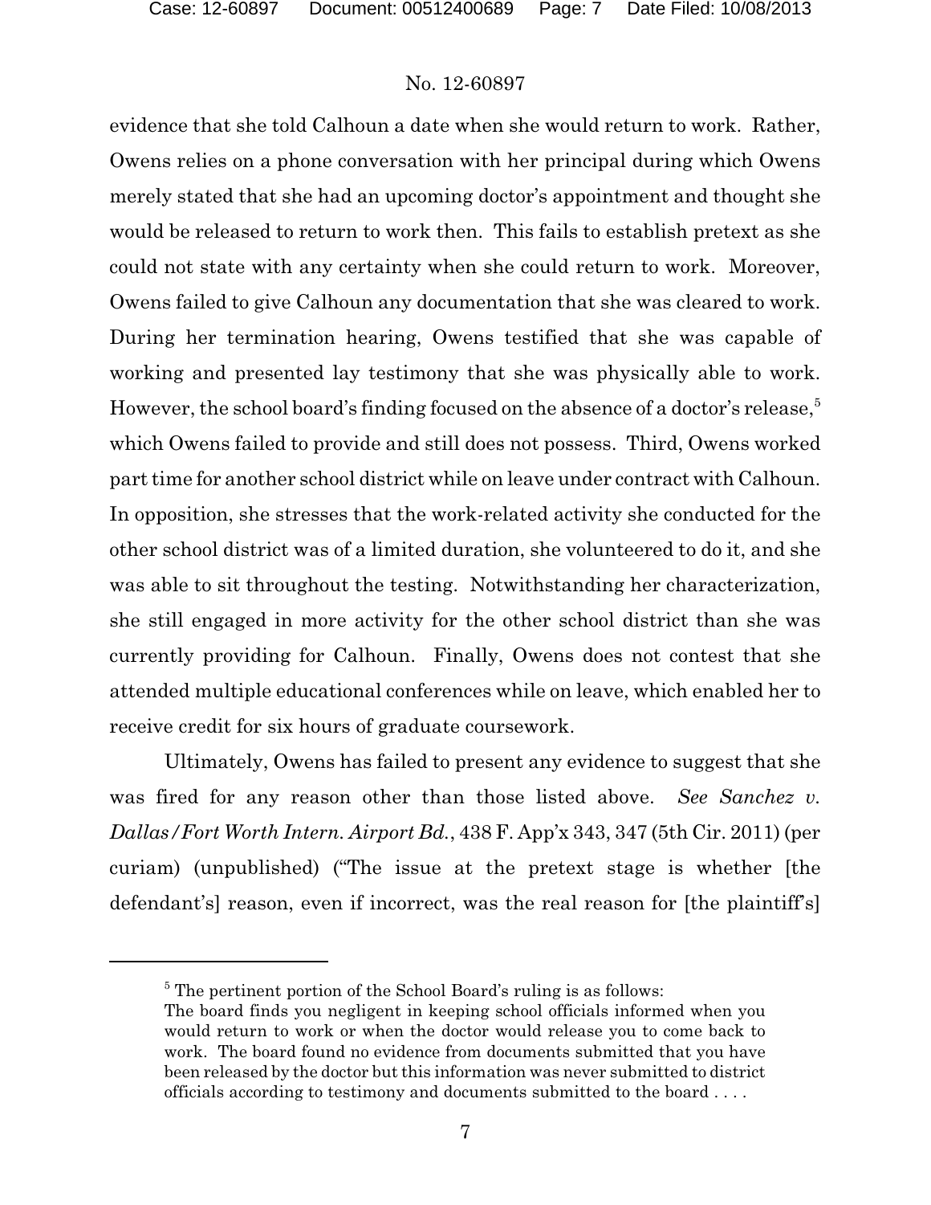evidence that she told Calhoun a date when she would return to work. Rather, Owens relies on a phone conversation with her principal during which Owens merely stated that she had an upcoming doctor's appointment and thought she would be released to return to work then. This fails to establish pretext as she could not state with any certainty when she could return to work. Moreover, Owens failed to give Calhoun any documentation that she was cleared to work. During her termination hearing, Owens testified that she was capable of working and presented lay testimony that she was physically able to work. However, the school board's finding focused on the absence of a doctor's release,[5] which Owens failed to provide and still does not possess. Third, Owens worked part time for another school district while on leave under contract with Calhoun. In opposition, she stresses that the work-related activity she conducted for the other school district was of a limited duration, she volunteered to do it, and she was able to sit throughout the testing. Notwithstanding her characterization, she still engaged in more activity for the other school district than she was currently providing for Calhoun. Finally, Owens does not contest that she attended multiple educational conferences while on leave, which enabled her to receive credit for six hours of graduate coursework.

Ultimately, Owens has failed to present any evidence to suggest that she was fired for any reason other than those listed above. *See Sanchez v. Dallas/Fort Worth Intern. Airport Bd.*, 438 F. App'x 343, 347 (5th Cir. 2011) (per curiam) (unpublished) ("The issue at the pretext stage is whether [the defendant's] reason, even if incorrect, was the real reason for [the plaintiff's]

---

[5] The pertinent portion of the School Board's ruling is as follows:
The board finds you negligent in keeping school officials informed when you would return to work or when the doctor would release you to come back to work. The board found no evidence from documents submitted that you have been released by the doctor but this information was never submitted to district officials according to testimony and documents submitted to the board . . . .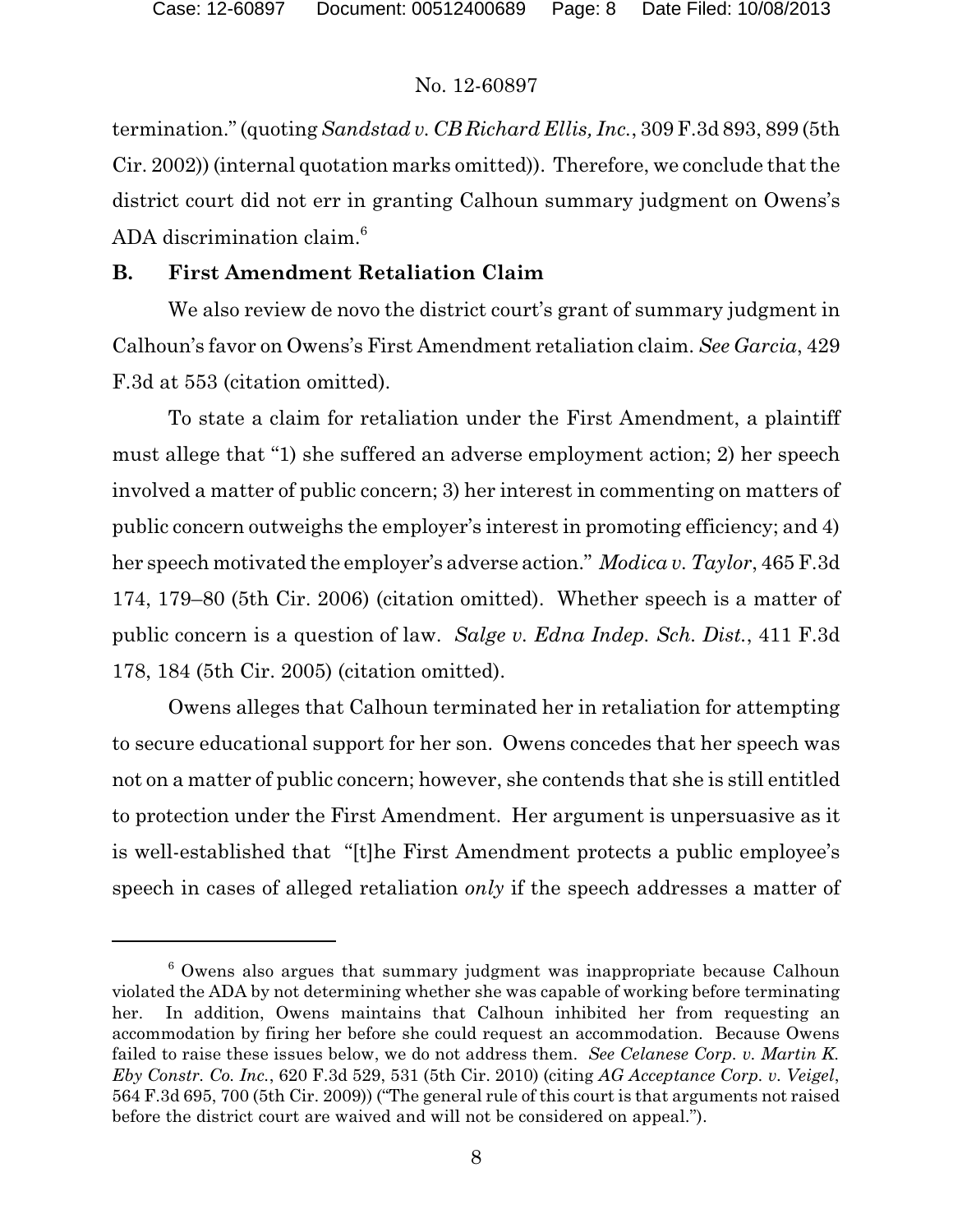termination." (quoting *Sandstad v. CB Richard Ellis, Inc.*, 309 F.3d 893, 899 (5th Cir. 2002)) (internal quotation marks omitted)). Therefore, we conclude that the district court did not err in granting Calhoun summary judgment on Owens's ADA discrimination claim.[6]

## B. First Amendment Retaliation Claim

We also review de novo the district court's grant of summary judgment in Calhoun's favor on Owens's First Amendment retaliation claim. *See Garcia*, 429 F.3d at 553 (citation omitted).

To state a claim for retaliation under the First Amendment, a plaintiff must allege that "1) she suffered an adverse employment action; 2) her speech involved a matter of public concern; 3) her interest in commenting on matters of public concern outweighs the employer's interest in promoting efficiency; and 4) her speech motivated the employer's adverse action." *Modica v. Taylor*, 465 F.3d 174, 179–80 (5th Cir. 2006) (citation omitted). Whether speech is a matter of public concern is a question of law. *Salge v. Edna Indep. Sch. Dist.*, 411 F.3d 178, 184 (5th Cir. 2005) (citation omitted).

Owens alleges that Calhoun terminated her in retaliation for attempting to secure educational support for her son. Owens concedes that her speech was not on a matter of public concern; however, she contends that she is still entitled to protection under the First Amendment. Her argument is unpersuasive as it is well-established that "[t]he First Amendment protects a public employee's speech in cases of alleged retaliation *only* if the speech addresses a matter of

---

[6] Owens also argues that summary judgment was inappropriate because Calhoun violated the ADA by not determining whether she was capable of working before terminating her. In addition, Owens maintains that Calhoun inhibited her from requesting an accommodation by firing her before she could request an accommodation. Because Owens failed to raise these issues below, we do not address them. *See Celanese Corp. v. Martin K. Eby Constr. Co. Inc.*, 620 F.3d 529, 531 (5th Cir. 2010) (citing *AG Acceptance Corp. v. Veigel*, 564 F.3d 695, 700 (5th Cir. 2009)) ("The general rule of this court is that arguments not raised before the district court are waived and will not be considered on appeal.").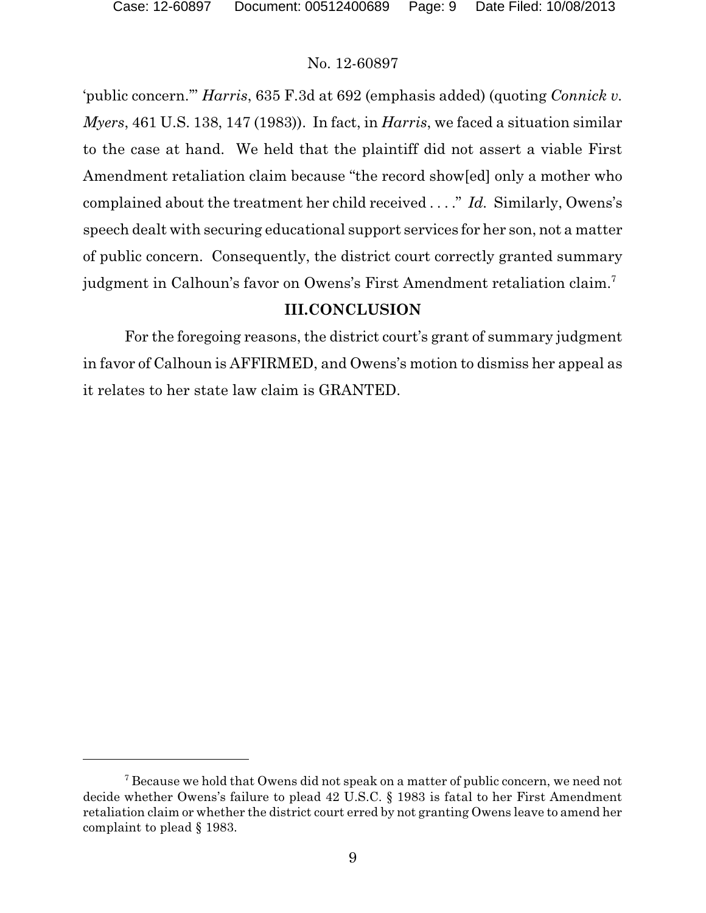'public concern.'" *Harris*, 635 F.3d at 692 (emphasis added) (quoting *Connick v. Myers*, 461 U.S. 138, 147 (1983)). In fact, in *Harris*, we faced a situation similar to the case at hand. We held that the plaintiff did not assert a viable First Amendment retaliation claim because "the record show[ed] only a mother who complained about the treatment her child received . . . ." *Id.* Similarly, Owens's speech dealt with securing educational support services for her son, not a matter of public concern. Consequently, the district court correctly granted summary judgment in Calhoun's favor on Owens's First Amendment retaliation claim.[7]

## III. CONCLUSION

For the foregoing reasons, the district court's grant of summary judgment in favor of Calhoun is AFFIRMED, and Owens's motion to dismiss her appeal as it relates to her state law claim is GRANTED.

---

[7] Because we hold that Owens did not speak on a matter of public concern, we need not decide whether Owens's failure to plead 42 U.S.C. § 1983 is fatal to her First Amendment retaliation claim or whether the district court erred by not granting Owens leave to amend her complaint to plead § 1983.